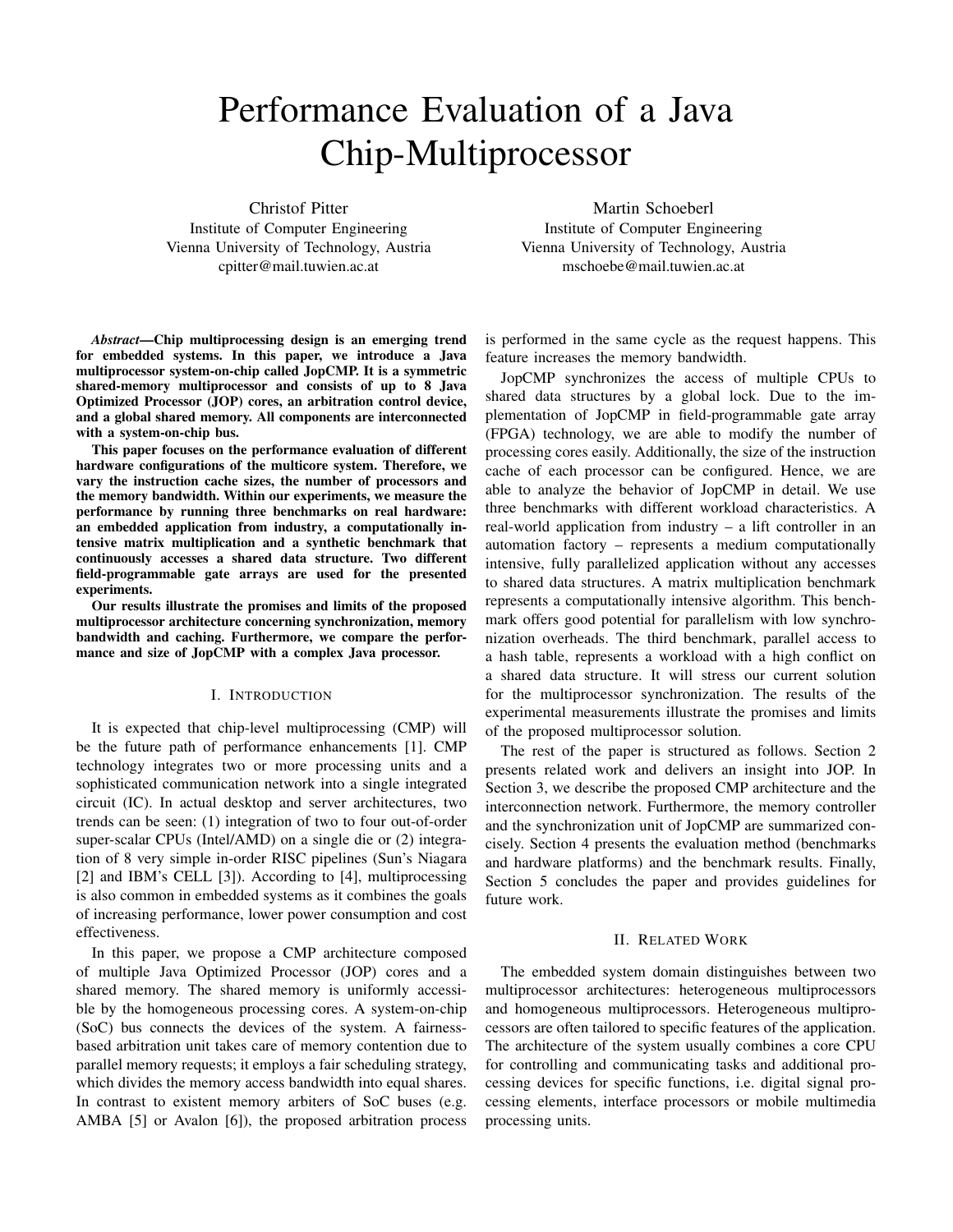# Performance Evaluation of a Java Chip-Multiprocessor

Christof Pitter
Institute of Computer Engineering
Vienna University of Technology, Austria
cpitter@mail.tuwien.ac.at

Martin Schoeberl
Institute of Computer Engineering
Vienna University of Technology, Austria
mschoebe@mail.tuwien.ac.at

***Abstract*—Chip multiprocessing design is an emerging trend for embedded systems. In this paper, we introduce a Java multiprocessor system-on-chip called JopCMP. It is a symmetric shared-memory multiprocessor and consists of up to 8 Java Optimized Processor (JOP) cores, an arbitration control device, and a global shared memory. All components are interconnected with a system-on-chip bus.**

**This paper focuses on the performance evaluation of different hardware configurations of the multicore system. Therefore, we vary the instruction cache sizes, the number of processors and the memory bandwidth. Within our experiments, we measure the performance by running three benchmarks on real hardware: an embedded application from industry, a computationally intensive matrix multiplication and a synthetic benchmark that continuously accesses a shared data structure. Two different field-programmable gate arrays are used for the presented experiments.**

**Our results illustrate the promises and limits of the proposed multiprocessor architecture concerning synchronization, memory bandwidth and caching. Furthermore, we compare the performance and size of JopCMP with a complex Java processor.**

## I. Introduction

It is expected that chip-level multiprocessing (CMP) will be the future path of performance enhancements [1]. CMP technology integrates two or more processing units and a sophisticated communication network into a single integrated circuit (IC). In actual desktop and server architectures, two trends can be seen: (1) integration of two to four out-of-order super-scalar CPUs (Intel/AMD) on a single die or (2) integration of 8 very simple in-order RISC pipelines (Sun's Niagara [2] and IBM's CELL [3]). According to [4], multiprocessing is also common in embedded systems as it combines the goals of increasing performance, lower power consumption and cost effectiveness.

In this paper, we propose a CMP architecture composed of multiple Java Optimized Processor (JOP) cores and a shared memory. The shared memory is uniformly accessible by the homogeneous processing cores. A system-on-chip (SoC) bus connects the devices of the system. A fairness-based arbitration unit takes care of memory contention due to parallel memory requests; it employs a fair scheduling strategy, which divides the memory access bandwidth into equal shares. In contrast to existent memory arbiters of SoC buses (e.g. AMBA [5] or Avalon [6]), the proposed arbitration process is performed in the same cycle as the request happens. This feature increases the memory bandwidth.

JopCMP synchronizes the access of multiple CPUs to shared data structures by a global lock. Due to the implementation of JopCMP in field-programmable gate array (FPGA) technology, we are able to modify the number of processing cores easily. Additionally, the size of the instruction cache of each processor can be configured. Hence, we are able to analyze the behavior of JopCMP in detail. We use three benchmarks with different workload characteristics. A real-world application from industry – a lift controller in an automation factory – represents a medium computationally intensive, fully parallelized application without any accesses to shared data structures. A matrix multiplication benchmark represents a computationally intensive algorithm. This benchmark offers good potential for parallelism with low synchronization overheads. The third benchmark, parallel access to a hash table, represents a workload with a high conflict on a shared data structure. It will stress our current solution for the multiprocessor synchronization. The results of the experimental measurements illustrate the promises and limits of the proposed multiprocessor solution.

The rest of the paper is structured as follows. Section 2 presents related work and delivers an insight into JOP. In Section 3, we describe the proposed CMP architecture and the interconnection network. Furthermore, the memory controller and the synchronization unit of JopCMP are summarized concisely. Section 4 presents the evaluation method (benchmarks and hardware platforms) and the benchmark results. Finally, Section 5 concludes the paper and provides guidelines for future work.

## II. Related Work

The embedded system domain distinguishes between two multiprocessor architectures: heterogeneous multiprocessors and homogeneous multiprocessors. Heterogeneous multiprocessors are often tailored to specific features of the application. The architecture of the system usually combines a core CPU for controlling and communicating tasks and additional processing devices for specific functions, i.e. digital signal processing elements, interface processors or mobile multimedia processing units.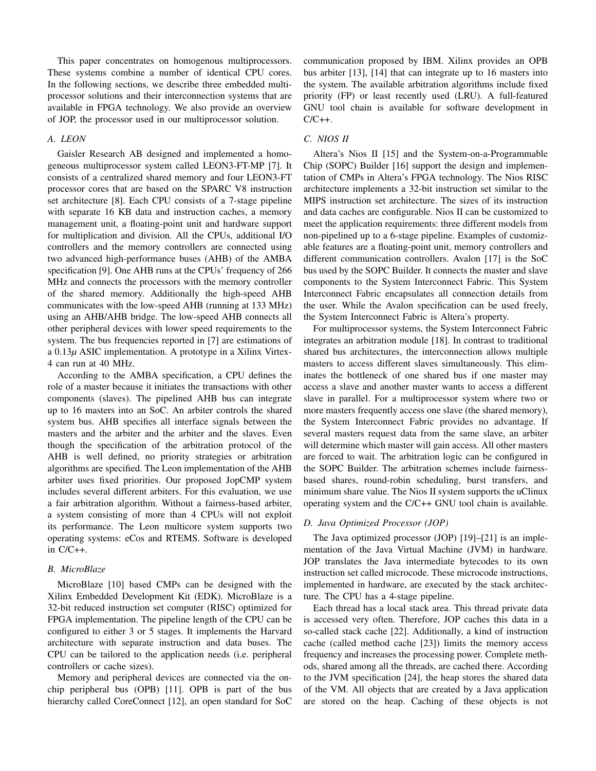This paper concentrates on homogenous multiprocessors. These systems combine a number of identical CPU cores. In the following sections, we describe three embedded multiprocessor solutions and their interconnection systems that are available in FPGA technology. We also provide an overview of JOP, the processor used in our multiprocessor solution.

### A. LEON

Gaisler Research AB designed and implemented a homogeneous multiprocessor system called LEON3-FT-MP [7]. It consists of a centralized shared memory and four LEON3-FT processor cores that are based on the SPARC V8 instruction set architecture [8]. Each CPU consists of a 7-stage pipeline with separate 16 KB data and instruction caches, a memory management unit, a floating-point unit and hardware support for multiplication and division. All the CPUs, additional I/O controllers and the memory controllers are connected using two advanced high-performance buses (AHB) of the AMBA specification [9]. One AHB runs at the CPUs' frequency of 266 MHz and connects the processors with the memory controller of the shared memory. Additionally the high-speed AHB communicates with the low-speed AHB (running at 133 MHz) using an AHB/AHB bridge. The low-speed AHB connects all other peripheral devices with lower speed requirements to the system. The bus frequencies reported in [7] are estimations of a $0.13\mu$ ASIC implementation. A prototype in a Xilinx Virtex-4 can run at 40 MHz.

According to the AMBA specification, a CPU defines the role of a master because it initiates the transactions with other components (slaves). The pipelined AHB bus can integrate up to 16 masters into an SoC. An arbiter controls the shared system bus. AHB specifies all interface signals between the masters and the arbiter and the arbiter and the slaves. Even though the specification of the arbitration protocol of the AHB is well defined, no priority strategies or arbitration algorithms are specified. The Leon implementation of the AHB arbiter uses fixed priorities. Our proposed JopCMP system includes several different arbiters. For this evaluation, we use a fair arbitration algorithm. Without a fairness-based arbiter, a system consisting of more than 4 CPUs will not exploit its performance. The Leon multicore system supports two operating systems: eCos and RTEMS. Software is developed in C/C++.

### B. MicroBlaze

MicroBlaze [10] based CMPs can be designed with the Xilinx Embedded Development Kit (EDK). MicroBlaze is a 32-bit reduced instruction set computer (RISC) optimized for FPGA implementation. The pipeline length of the CPU can be configured to either 3 or 5 stages. It implements the Harvard architecture with separate instruction and data buses. The CPU can be tailored to the application needs (i.e. peripheral controllers or cache sizes).

Memory and peripheral devices are connected via the on-chip peripheral bus (OPB) [11]. OPB is part of the bus hierarchy called CoreConnect [12], an open standard for SoC communication proposed by IBM. Xilinx provides an OPB bus arbiter [13], [14] that can integrate up to 16 masters into the system. The available arbitration algorithms include fixed priority (FP) or least recently used (LRU). A full-featured GNU tool chain is available for software development in C/C++.

### C. NIOS II

Altera's Nios II [15] and the System-on-a-Programmable Chip (SOPC) Builder [16] support the design and implementation of CMPs in Altera's FPGA technology. The Nios RISC architecture implements a 32-bit instruction set similar to the MIPS instruction set architecture. The sizes of its instruction and data caches are configurable. Nios II can be customized to meet the application requirements: three different models from non-pipelined up to a 6-stage pipeline. Examples of customizable features are a floating-point unit, memory controllers and different communication controllers. Avalon [17] is the SoC bus used by the SOPC Builder. It connects the master and slave components to the System Interconnect Fabric. This System Interconnect Fabric encapsulates all connection details from the user. While the Avalon specification can be used freely, the System Interconnect Fabric is Altera's property.

For multiprocessor systems, the System Interconnect Fabric integrates an arbitration module [18]. In contrast to traditional shared bus architectures, the interconnection allows multiple masters to access different slaves simultaneously. This eliminates the bottleneck of one shared bus if one master may access a slave and another master wants to access a different slave in parallel. For a multiprocessor system where two or more masters frequently access one slave (the shared memory), the System Interconnect Fabric provides no advantage. If several masters request data from the same slave, an arbiter will determine which master will gain access. All other masters are forced to wait. The arbitration logic can be configured in the SOPC Builder. The arbitration schemes include fairness-based shares, round-robin scheduling, burst transfers, and minimum share value. The Nios II system supports the uClinux operating system and the C/C++ GNU tool chain is available.

### D. Java Optimized Processor (JOP)

The Java optimized processor (JOP) [19]–[21] is an implementation of the Java Virtual Machine (JVM) in hardware. JOP translates the Java intermediate bytecodes to its own instruction set called microcode. These microcode instructions, implemented in hardware, are executed by the stack architecture. The CPU has a 4-stage pipeline.

Each thread has a local stack area. This thread private data is accessed very often. Therefore, JOP caches this data in a so-called stack cache [22]. Additionally, a kind of instruction cache (called method cache [23]) limits the memory access frequency and increases the processing power. Complete methods, shared among all the threads, are cached there. According to the JVM specification [24], the heap stores the shared data of the VM. All objects that are created by a Java application are stored on the heap. Caching of these objects is not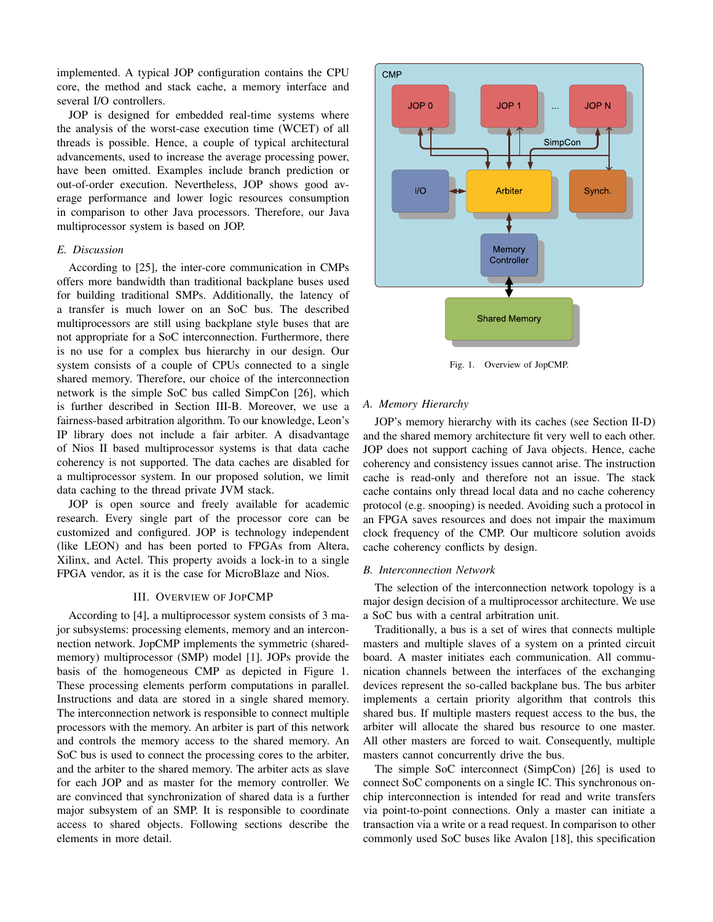implemented. A typical JOP configuration contains the CPU core, the method and stack cache, a memory interface and several I/O controllers.

JOP is designed for embedded real-time systems where the analysis of the worst-case execution time (WCET) of all threads is possible. Hence, a couple of typical architectural advancements, used to increase the average processing power, have been omitted. Examples include branch prediction or out-of-order execution. Nevertheless, JOP shows good average performance and lower logic resources consumption in comparison to other Java processors. Therefore, our Java multiprocessor system is based on JOP.

### *E. Discussion*

According to [25], the inter-core communication in CMPs offers more bandwidth than traditional backplane buses used for building traditional SMPs. Additionally, the latency of a transfer is much lower on an SoC bus. The described multiprocessors are still using backplane style buses that are not appropriate for a SoC interconnection. Furthermore, there is no use for a complex bus hierarchy in our design. Our system consists of a couple of CPUs connected to a single shared memory. Therefore, our choice of the interconnection network is the simple SoC bus called SimpCon [26], which is further described in Section III-B. Moreover, we use a fairness-based arbitration algorithm. To our knowledge, Leon's IP library does not include a fair arbiter. A disadvantage of Nios II based multiprocessor systems is that data cache coherency is not supported. The data caches are disabled for a multiprocessor system. In our proposed solution, we limit data caching to the thread private JVM stack.

JOP is open source and freely available for academic research. Every single part of the processor core can be customized and configured. JOP is technology independent (like LEON) and has been ported to FPGAs from Altera, Xilinx, and Actel. This property avoids a lock-in to a single FPGA vendor, as it is the case for MicroBlaze and Nios.

## III. Overview of JopCMP

According to [4], a multiprocessor system consists of 3 major subsystems: processing elements, memory and an interconnection network. JopCMP implements the symmetric (shared-memory) multiprocessor (SMP) model [1]. JOPs provide the basis of the homogeneous CMP as depicted in Figure 1. These processing elements perform computations in parallel. Instructions and data are stored in a single shared memory. The interconnection network is responsible to connect multiple processors with the memory. An arbiter is part of this network and controls the memory access to the shared memory. An SoC bus is used to connect the processing cores to the arbiter, and the arbiter to the shared memory. The arbiter acts as slave for each JOP and as master for the memory controller. We are convinced that synchronization of shared data is a further major subsystem of an SMP. It is responsible to coordinate access to shared objects. Following sections describe the elements in more detail.

Fig. 1. Overview of JopCMP.

### *A. Memory Hierarchy*

JOP's memory hierarchy with its caches (see Section II-D) and the shared memory architecture fit very well to each other. JOP does not support caching of Java objects. Hence, cache coherency and consistency issues cannot arise. The instruction cache is read-only and therefore not an issue. The stack cache contains only thread local data and no cache coherency protocol (e.g. snooping) is needed. Avoiding such a protocol in an FPGA saves resources and does not impair the maximum clock frequency of the CMP. Our multicore solution avoids cache coherency conflicts by design.

### *B. Interconnection Network*

The selection of the interconnection network topology is a major design decision of a multiprocessor architecture. We use a SoC bus with a central arbitration unit.

Traditionally, a bus is a set of wires that connects multiple masters and multiple slaves of a system on a printed circuit board. A master initiates each communication. All communication channels between the interfaces of the exchanging devices represent the so-called backplane bus. The bus arbiter implements a certain priority algorithm that controls this shared bus. If multiple masters request access to the bus, the arbiter will allocate the shared bus resource to one master. All other masters are forced to wait. Consequently, multiple masters cannot concurrently drive the bus.

The simple SoC interconnect (SimpCon) [26] is used to connect SoC components on a single IC. This synchronous on-chip interconnection is intended for read and write transfers via point-to-point connections. Only a master can initiate a transaction via a write or a read request. In comparison to other commonly used SoC buses like Avalon [18], this specification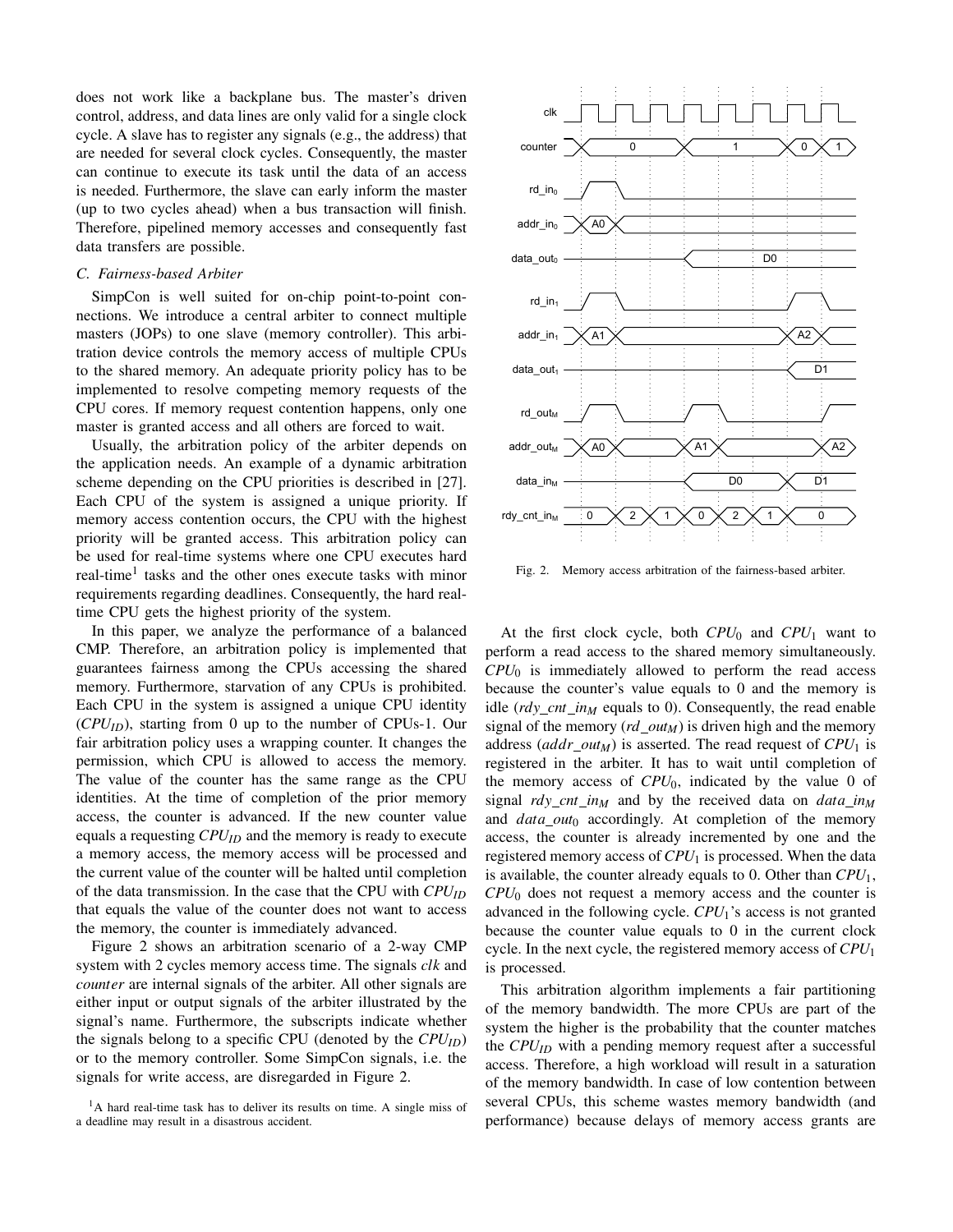does not work like a backplane bus. The master's driven control, address, and data lines are only valid for a single clock cycle. A slave has to register any signals (e.g., the address) that are needed for several clock cycles. Consequently, the master can continue to execute its task until the data of an access is needed. Furthermore, the slave can early inform the master (up to two cycles ahead) when a bus transaction will finish. Therefore, pipelined memory accesses and consequently fast data transfers are possible.

### C. Fairness-based Arbiter

SimpCon is well suited for on-chip point-to-point connections. We introduce a central arbiter to connect multiple masters (JOPs) to one slave (memory controller). This arbitration device controls the memory access of multiple CPUs to the shared memory. An adequate priority policy has to be implemented to resolve competing memory requests of the CPU cores. If memory request contention happens, only one master is granted access and all others are forced to wait.

Usually, the arbitration policy of the arbiter depends on the application needs. An example of a dynamic arbitration scheme depending on the CPU priorities is described in [27]. Each CPU of the system is assigned a unique priority. If memory access contention occurs, the CPU with the highest priority will be granted access. This arbitration policy can be used for real-time systems where one CPU executes hard real-time[1] tasks and the other ones execute tasks with minor requirements regarding deadlines. Consequently, the hard real-time CPU gets the highest priority of the system.

In this paper, we analyze the performance of a balanced CMP. Therefore, an arbitration policy is implemented that guarantees fairness among the CPUs accessing the shared memory. Furthermore, starvation of any CPUs is prohibited. Each CPU in the system is assigned a unique CPU identity ($CPU_{ID}$), starting from 0 up to the number of CPUs-1. Our fair arbitration policy uses a wrapping counter. It changes the permission, which CPU is allowed to access the memory. The value of the counter has the same range as the CPU identities. At the time of completion of the prior memory access, the counter is advanced. If the new counter value equals a requesting $CPU_{ID}$ and the memory is ready to execute a memory access, the memory access will be processed and the current value of the counter will be halted until completion of the data transmission. In the case that the CPU with $CPU_{ID}$ that equals the value of the counter does not want to access the memory, the counter is immediately advanced.

Figure 2 shows an arbitration scenario of a 2-way CMP system with 2 cycles memory access time. The signals *clk* and *counter* are internal signals of the arbiter. All other signals are either input or output signals of the arbiter illustrated by the signal's name. Furthermore, the subscripts indicate whether the signals belong to a specific CPU (denoted by the $CPU_{ID}$) or to the memory controller. Some SimpCon signals, i.e. the signals for write access, are disregarded in Figure 2.

[1] A hard real-time task has to deliver its results on time. A single miss of a deadline may result in a disastrous accident.

clk
counter 0 1 0 1
$rd\_in_0$
$addr\_in_0$ A0
$data\_out_0$ D0
$rd\_in_1$
$addr\_in_1$ A1 A2
$data\_out_1$ D1
$rd\_out_M$
$addr\_out_M$ A0 A1 A2
$data\_in_M$ D0 D1
$rdy\_cnt\_in_M$ 0 2 1 0 2 1 0

Fig. 2. Memory access arbitration of the fairness-based arbiter.

At the first clock cycle, both $CPU_0$ and $CPU_1$ want to perform a read access to the shared memory simultaneously. $CPU_0$ is immediately allowed to perform the read access because the counter's value equals to 0 and the memory is idle ($rdy\_cnt\_in_M$ equals to 0). Consequently, the read enable signal of the memory ($rd\_out_M$) is driven high and the memory address ($addr\_out_M$) is asserted. The read request of $CPU_1$ is registered in the arbiter. It has to wait until completion of the memory access of $CPU_0$, indicated by the value 0 of signal $rdy\_cnt\_in_M$ and by the received data on $data\_in_M$ and $data\_out_0$ accordingly. At completion of the memory access, the counter is already incremented by one and the registered memory access of $CPU_1$ is processed. When the data is available, the counter already equals to 0. Other than $CPU_1$, $CPU_0$ does not request a memory access and the counter is advanced in the following cycle. $CPU_1$'s access is not granted because the counter value equals to 0 in the current clock cycle. In the next cycle, the registered memory access of $CPU_1$ is processed.

This arbitration algorithm implements a fair partitioning of the memory bandwidth. The more CPUs are part of the system the higher is the probability that the counter matches the $CPU_{ID}$ with a pending memory request after a successful access. Therefore, a high workload will result in a saturation of the memory bandwidth. In case of low contention between several CPUs, this scheme wastes memory bandwidth (and performance) because delays of memory access grants are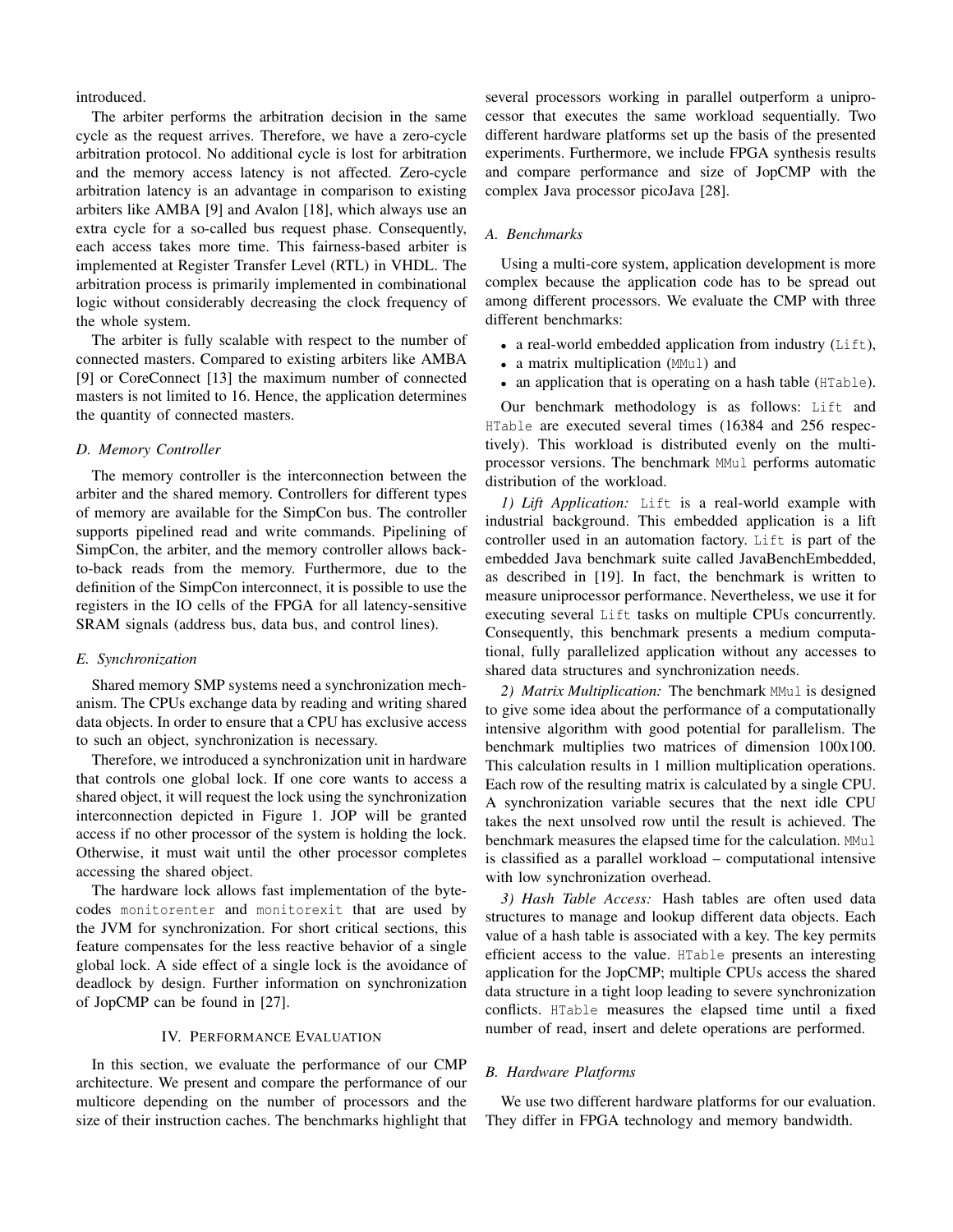introduced.

The arbiter performs the arbitration decision in the same cycle as the request arrives. Therefore, we have a zero-cycle arbitration protocol. No additional cycle is lost for arbitration and the memory access latency is not affected. Zero-cycle arbitration latency is an advantage in comparison to existing arbiters like AMBA [9] and Avalon [18], which always use an extra cycle for a so-called bus request phase. Consequently, each access takes more time. This fairness-based arbiter is implemented at Register Transfer Level (RTL) in VHDL. The arbitration process is primarily implemented in combinational logic without considerably decreasing the clock frequency of the whole system.

The arbiter is fully scalable with respect to the number of connected masters. Compared to existing arbiters like AMBA [9] or CoreConnect [13] the maximum number of connected masters is not limited to 16. Hence, the application determines the quantity of connected masters.

### D. Memory Controller

The memory controller is the interconnection between the arbiter and the shared memory. Controllers for different types of memory are available for the SimpCon bus. The controller supports pipelined read and write commands. Pipelining of SimpCon, the arbiter, and the memory controller allows back-to-back reads from the memory. Furthermore, due to the definition of the SimpCon interconnect, it is possible to use the registers in the IO cells of the FPGA for all latency-sensitive SRAM signals (address bus, data bus, and control lines).

### E. Synchronization

Shared memory SMP systems need a synchronization mechanism. The CPUs exchange data by reading and writing shared data objects. In order to ensure that a CPU has exclusive access to such an object, synchronization is necessary.

Therefore, we introduced a synchronization unit in hardware that controls one global lock. If one core wants to access a shared object, it will request the lock using the synchronization interconnection depicted in Figure 1. JOP will be granted access if no other processor of the system is holding the lock. Otherwise, it must wait until the other processor completes accessing the shared object.

The hardware lock allows fast implementation of the bytecodes `monitorenter` and `monitorexit` that are used by the JVM for synchronization. For short critical sections, this feature compensates for the less reactive behavior of a single global lock. A side effect of a single lock is the avoidance of deadlock by design. Further information on synchronization of JopCMP can be found in [27].

## IV. Performance Evaluation

In this section, we evaluate the performance of our CMP architecture. We present and compare the performance of our multicore depending on the number of processors and the size of their instruction caches. The benchmarks highlight that several processors working in parallel outperform a uniprocessor that executes the same workload sequentially. Two different hardware platforms set up the basis of the presented experiments. Furthermore, we include FPGA synthesis results and compare performance and size of JopCMP with the complex Java processor picoJava [28].

### A. Benchmarks

Using a multi-core system, application development is more complex because the application code has to be spread out among different processors. We evaluate the CMP with three different benchmarks:

- a real-world embedded application from industry (`Lift`),
- a matrix multiplication (`MMul`) and
- an application that is operating on a hash table (`HTable`).

Our benchmark methodology is as follows: `Lift` and `HTable` are executed several times (16384 and 256 respectively). This workload is distributed evenly on the multiprocessor versions. The benchmark `MMul` performs automatic distribution of the workload.

*1) Lift Application:* `Lift` is a real-world example with industrial background. This embedded application is a lift controller used in an automation factory. `Lift` is part of the embedded Java benchmark suite called JavaBenchEmbedded, as described in [19]. In fact, the benchmark is written to measure uniprocessor performance. Nevertheless, we use it for executing several `Lift` tasks on multiple CPUs concurrently. Consequently, this benchmark presents a medium computational, fully parallelized application without any accesses to shared data structures and synchronization needs.

*2) Matrix Multiplication:* The benchmark `MMul` is designed to give some idea about the performance of a computationally intensive algorithm with good potential for parallelism. The benchmark multiplies two matrices of dimension 100x100. This calculation results in 1 million multiplication operations. Each row of the resulting matrix is calculated by a single CPU. A synchronization variable secures that the next idle CPU takes the next unsolved row until the result is achieved. The benchmark measures the elapsed time for the calculation. `MMul` is classified as a parallel workload – computational intensive with low synchronization overhead.

*3) Hash Table Access:* Hash tables are often used data structures to manage and lookup different data objects. Each value of a hash table is associated with a key. The key permits efficient access to the value. `HTable` presents an interesting application for the JopCMP; multiple CPUs access the shared data structure in a tight loop leading to severe synchronization conflicts. `HTable` measures the elapsed time until a fixed number of read, insert and delete operations are performed.

### B. Hardware Platforms

We use two different hardware platforms for our evaluation. They differ in FPGA technology and memory bandwidth.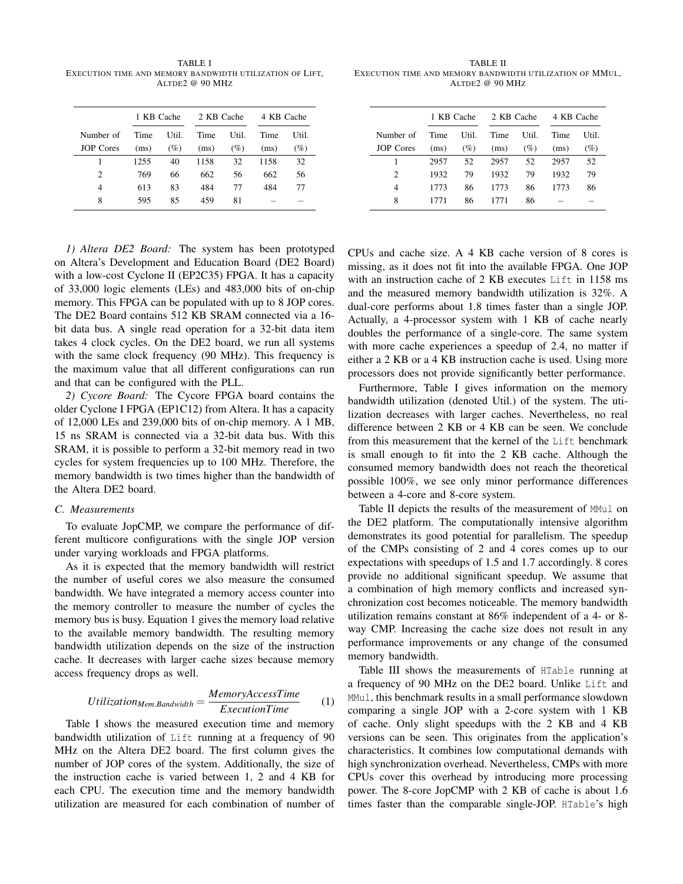TABLE I
EXECUTION TIME AND MEMORY BANDWIDTH UTILIZATION OF LIFT, ALTDE2 @ 90 MHZ

| | 1 KB Cache | | 2 KB Cache | | 4 KB Cache | |
|---|---|---|---|---|---|---|
| Number of JOP Cores | Time (ms) | Util. (%) | Time (ms) | Util. (%) | Time (ms) | Util. (%) |
| 1 | 1255 | 40 | 1158 | 32 | 1158 | 32 |
| 2 | 769 | 66 | 662 | 56 | 662 | 56 |
| 4 | 613 | 83 | 484 | 77 | 484 | 77 |
| 8 | 595 | 85 | 459 | 81 | – | – |

TABLE II
EXECUTION TIME AND MEMORY BANDWIDTH UTILIZATION OF MMUL, ALTDE2 @ 90 MHZ

| | 1 KB Cache | | 2 KB Cache | | 4 KB Cache | |
|---|---|---|---|---|---|---|
| Number of JOP Cores | Time (ms) | Util. (%) | Time (ms) | Util. (%) | Time (ms) | Util. (%) |
| 1 | 2957 | 52 | 2957 | 52 | 2957 | 52 |
| 2 | 1932 | 79 | 1932 | 79 | 1932 | 79 |
| 4 | 1773 | 86 | 1773 | 86 | 1773 | 86 |
| 8 | 1771 | 86 | 1771 | 86 | – | – |

*1) Altera DE2 Board:* The system has been prototyped on Altera's Development and Education Board (DE2 Board) with a low-cost Cyclone II (EP2C35) FPGA. It has a capacity of 33,000 logic elements (LEs) and 483,000 bits of on-chip memory. This FPGA can be populated with up to 8 JOP cores. The DE2 Board contains 512 KB SRAM connected via a 16-bit data bus. A single read operation for a 32-bit data item takes 4 clock cycles. On the DE2 board, we run all systems with the same clock frequency (90 MHz). This frequency is the maximum value that all different configurations can run and that can be configured with the PLL.

*2) Cycore Board:* The Cycore FPGA board contains the older Cyclone I FPGA (EP1C12) from Altera. It has a capacity of 12,000 LEs and 239,000 bits of on-chip memory. A 1 MB, 15 ns SRAM is connected via a 32-bit data bus. With this SRAM, it is possible to perform a 32-bit memory read in two cycles for system frequencies up to 100 MHz. Therefore, the memory bandwidth is two times higher than the bandwidth of the Altera DE2 board.

### C. Measurements

To evaluate JopCMP, we compare the performance of different multicore configurations with the single JOP version under varying workloads and FPGA platforms.

As it is expected that the memory bandwidth will restrict the number of useful cores we also measure the consumed bandwidth. We have integrated a memory access counter into the memory controller to measure the number of cycles the memory bus is busy. Equation 1 gives the memory load relative to the available memory bandwidth. The resulting memory bandwidth utilization depends on the size of the instruction cache. It decreases with larger cache sizes because memory access frequency drops as well.

$$Utilization_{Mem.Bandwidth} = \frac{MemoryAccessTime}{ExecutionTime} \quad (1)$$

Table I shows the measured execution time and memory bandwidth utilization of `Lift` running at a frequency of 90 MHz on the Altera DE2 board. The first column gives the number of JOP cores of the system. Additionally, the size of the instruction cache is varied between 1, 2 and 4 KB for each CPU. The execution time and the memory bandwidth utilization are measured for each combination of number of CPUs and cache size. A 4 KB cache version of 8 cores is missing, as it does not fit into the available FPGA. One JOP with an instruction cache of 2 KB executes `Lift` in 1158 ms and the measured memory bandwidth utilization is 32%. A dual-core performs about 1.8 times faster than a single JOP. Actually, a 4-processor system with 1 KB of cache nearly doubles the performance of a single-core. The same system with more cache experiences a speedup of 2.4, no matter if either a 2 KB or a 4 KB instruction cache is used. Using more processors does not provide significantly better performance.

Furthermore, Table I gives information on the memory bandwidth utilization (denoted Util.) of the system. The utilization decreases with larger caches. Nevertheless, no real difference between 2 KB or 4 KB can be seen. We conclude from this measurement that the kernel of the `Lift` benchmark is small enough to fit into the 2 KB cache. Although the consumed memory bandwidth does not reach the theoretical possible 100%, we see only minor performance differences between a 4-core and 8-core system.

Table II depicts the results of the measurement of `MMul` on the DE2 platform. The computationally intensive algorithm demonstrates its good potential for parallelism. The speedup of the CMPs consisting of 2 and 4 cores comes up to our expectations with speedups of 1.5 and 1.7 accordingly. 8 cores provide no additional significant speedup. We assume that a combination of high memory conflicts and increased synchronization cost becomes noticeable. The memory bandwidth utilization remains constant at 86% independent of a 4- or 8-way CMP. Increasing the cache size does not result in any performance improvements or any change of the consumed memory bandwidth.

Table III shows the measurements of `HTable` running at a frequency of 90 MHz on the DE2 board. Unlike `Lift` and `MMul`, this benchmark results in a small performance slowdown comparing a single JOP with a 2-core system with 1 KB of cache. Only slight speedups with the 2 KB and 4 KB versions can be seen. This originates from the application's characteristics. It combines low computational demands with high synchronization overhead. Nevertheless, CMPs with more CPUs cover this overhead by introducing more processing power. The 8-core JopCMP with 2 KB of cache is about 1.6 times faster than the comparable single-JOP. `HTable`'s high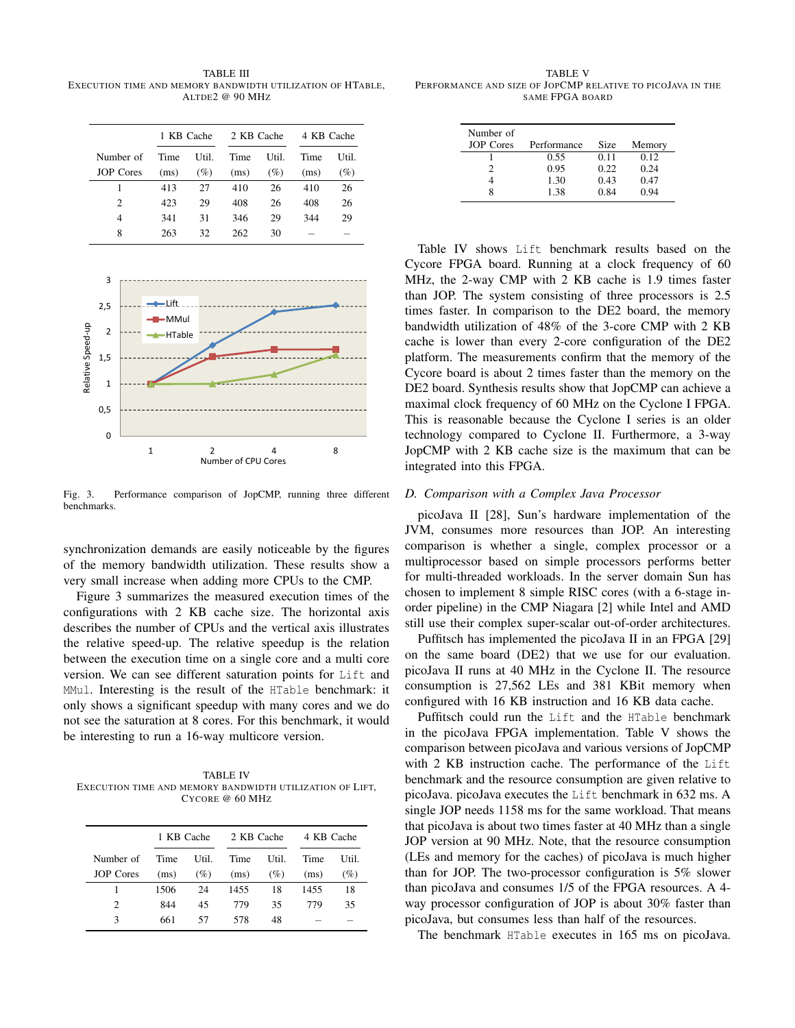TABLE III
EXECUTION TIME AND MEMORY BANDWIDTH UTILIZATION OF HTABLE, ALTDE2 @ 90 MHZ

| | 1 KB Cache | | 2 KB Cache | | 4 KB Cache | |
|---|---|---|---|---|---|---|
| Number of JOP Cores | Time (ms) | Util. (%) | Time (ms) | Util. (%) | Time (ms) | Util. (%) |
| 1 | 413 | 27 | 410 | 26 | 410 | 26 |
| 2 | 423 | 29 | 408 | 26 | 408 | 26 |
| 4 | 341 | 31 | 346 | 29 | 344 | 29 |
| 8 | 263 | 32 | 262 | 30 | – | – |

Fig. 3. Performance comparison of JopCMP, running three different benchmarks.

synchronization demands are easily noticeable by the figures of the memory bandwidth utilization. These results show a very small increase when adding more CPUs to the CMP.

Figure 3 summarizes the measured execution times of the configurations with 2 KB cache size. The horizontal axis describes the number of CPUs and the vertical axis illustrates the relative speed-up. The relative speedup is the relation between the execution time on a single core and a multi core version. We can see different saturation points for Lift and MMul. Interesting is the result of the HTable benchmark: it only shows a significant speedup with many cores and we do not see the saturation at 8 cores. For this benchmark, it would be interesting to run a 16-way multicore version.

TABLE IV
EXECUTION TIME AND MEMORY BANDWIDTH UTILIZATION OF LIFT, CYCORE @ 60 MHZ

| | 1 KB Cache | | 2 KB Cache | | 4 KB Cache | |
|---|---|---|---|---|---|---|
| Number of JOP Cores | Time (ms) | Util. (%) | Time (ms) | Util. (%) | Time (ms) | Util. (%) |
| 1 | 1506 | 24 | 1455 | 18 | 1455 | 18 |
| 2 | 844 | 45 | 779 | 35 | 779 | 35 |
| 3 | 661 | 57 | 578 | 48 | – | – |

TABLE V
PERFORMANCE AND SIZE OF JOPCMP RELATIVE TO PICOJAVA IN THE SAME FPGA BOARD

| Number of JOP Cores | Performance | Size | Memory |
|---|---|---|---|
| 1 | 0.55 | 0.11 | 0.12 |
| 2 | 0.95 | 0.22 | 0.24 |
| 4 | 1.30 | 0.43 | 0.47 |
| 8 | 1.38 | 0.84 | 0.94 |

Table IV shows Lift benchmark results based on the Cycore FPGA board. Running at a clock frequency of 60 MHz, the 2-way CMP with 2 KB cache is 1.9 times faster than JOP. The system consisting of three processors is 2.5 times faster. In comparison to the DE2 board, the memory bandwidth utilization of 48% of the 3-core CMP with 2 KB cache is lower than every 2-core configuration of the DE2 platform. The measurements confirm that the memory of the Cycore board is about 2 times faster than the memory on the DE2 board. Synthesis results show that JopCMP can achieve a maximal clock frequency of 60 MHz on the Cyclone I FPGA. This is reasonable because the Cyclone I series is an older technology compared to Cyclone II. Furthermore, a 3-way JopCMP with 2 KB cache size is the maximum that can be integrated into this FPGA.

### D. Comparison with a Complex Java Processor

picoJava II [28], Sun's hardware implementation of the JVM, consumes more resources than JOP. An interesting comparison is whether a single, complex processor or a multiprocessor based on simple processors performs better for multi-threaded workloads. In the server domain Sun has chosen to implement 8 simple RISC cores (with a 6-stage in-order pipeline) in the CMP Niagara [2] while Intel and AMD still use their complex super-scalar out-of-order architectures.

Puffitsch has implemented the picoJava II in an FPGA [29] on the same board (DE2) that we use for our evaluation. picoJava II runs at 40 MHz in the Cyclone II. The resource consumption is 27,562 LEs and 381 KBit memory when configured with 16 KB instruction and 16 KB data cache.

Puffitsch could run the Lift and the HTable benchmark in the picoJava FPGA implementation. Table V shows the comparison between picoJava and various versions of JopCMP with 2 KB instruction cache. The performance of the Lift benchmark and the resource consumption are given relative to picoJava. picoJava executes the Lift benchmark in 632 ms. A single JOP needs 1158 ms for the same workload. That means that picoJava is about two times faster at 40 MHz than a single JOP version at 90 MHz. Note, that the resource consumption (LEs and memory for the caches) of picoJava is much higher than for JOP. The two-processor configuration is 5% slower than picoJava and consumes 1/5 of the FPGA resources. A 4-way processor configuration of JOP is about 30% faster than picoJava, but consumes less than half of the resources.

The benchmark HTable executes in 165 ms on picoJava.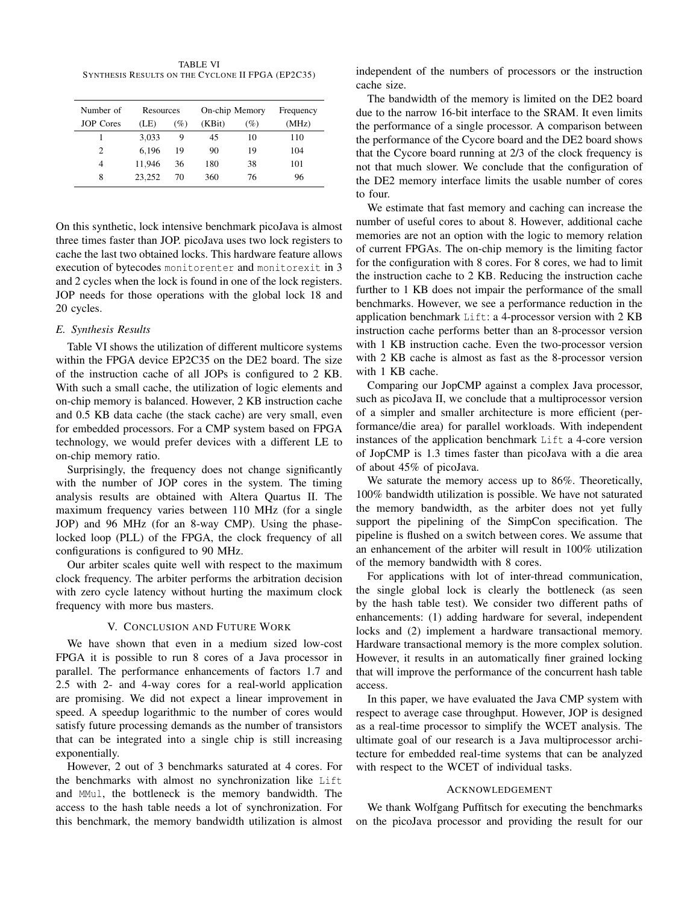TABLE VI
SYNTHESIS RESULTS ON THE CYCLONE II FPGA (EP2C35)

| Number of JOP Cores | Resources (LE) | (%) | On-chip Memory (KBit) | (%) | Frequency (MHz) |
|---|---|---|---|---|---|
| 1 | 3,033 | 9 | 45 | 10 | 110 |
| 2 | 6,196 | 19 | 90 | 19 | 104 |
| 4 | 11,946 | 36 | 180 | 38 | 101 |
| 8 | 23,252 | 70 | 360 | 76 | 96 |

On this synthetic, lock intensive benchmark picoJava is almost three times faster than JOP. picoJava uses two lock registers to cache the last two obtained locks. This hardware feature allows execution of bytecodes `monitorenter` and `monitorexit` in 3 and 2 cycles when the lock is found in one of the lock registers. JOP needs for those operations with the global lock 18 and 20 cycles.

### E. Synthesis Results

Table VI shows the utilization of different multicore systems within the FPGA device EP2C35 on the DE2 board. The size of the instruction cache of all JOPs is configured to 2 KB. With such a small cache, the utilization of logic elements and on-chip memory is balanced. However, 2 KB instruction cache and 0.5 KB data cache (the stack cache) are very small, even for embedded processors. For a CMP system based on FPGA technology, we would prefer devices with a different LE to on-chip memory ratio.

Surprisingly, the frequency does not change significantly with the number of JOP cores in the system. The timing analysis results are obtained with Altera Quartus II. The maximum frequency varies between 110 MHz (for a single JOP) and 96 MHz (for an 8-way CMP). Using the phase-locked loop (PLL) of the FPGA, the clock frequency of all configurations is configured to 90 MHz.

Our arbiter scales quite well with respect to the maximum clock frequency. The arbiter performs the arbitration decision with zero cycle latency without hurting the maximum clock frequency with more bus masters.

## V. CONCLUSION AND FUTURE WORK

We have shown that even in a medium sized low-cost FPGA it is possible to run 8 cores of a Java processor in parallel. The performance enhancements of factors 1.7 and 2.5 with 2- and 4-way cores for a real-world application are promising. We did not expect a linear improvement in speed. A speedup logarithmic to the number of cores would satisfy future processing demands as the number of transistors that can be integrated into a single chip is still increasing exponentially.

However, 2 out of 3 benchmarks saturated at 4 cores. For the benchmarks with almost no synchronization like `Lift` and `MMul`, the bottleneck is the memory bandwidth. The access to the hash table needs a lot of synchronization. For this benchmark, the memory bandwidth utilization is almost independent of the numbers of processors or the instruction cache size.

The bandwidth of the memory is limited on the DE2 board due to the narrow 16-bit interface to the SRAM. It even limits the performance of a single processor. A comparison between the performance of the Cycore board and the DE2 board shows that the Cycore board running at 2/3 of the clock frequency is not that much slower. We conclude that the configuration of the DE2 memory interface limits the usable number of cores to four.

We estimate that fast memory and caching can increase the number of useful cores to about 8. However, additional cache memories are not an option with the logic to memory relation of current FPGAs. The on-chip memory is the limiting factor for the configuration with 8 cores. For 8 cores, we had to limit the instruction cache to 2 KB. Reducing the instruction cache further to 1 KB does not impair the performance of the small benchmarks. However, we see a performance reduction in the application benchmark `Lift`: a 4-processor version with 2 KB instruction cache performs better than an 8-processor version with 1 KB instruction cache. Even the two-processor version with 2 KB cache is almost as fast as the 8-processor version with 1 KB cache.

Comparing our JopCMP against a complex Java processor, such as picoJava II, we conclude that a multiprocessor version of a simpler and smaller architecture is more efficient (performance/die area) for parallel workloads. With independent instances of the application benchmark `Lift` a 4-core version of JopCMP is 1.3 times faster than picoJava with a die area of about 45% of picoJava.

We saturate the memory access up to 86%. Theoretically, 100% bandwidth utilization is possible. We have not saturated the memory bandwidth, as the arbiter does not yet fully support the pipelining of the SimpCon specification. The pipeline is flushed on a switch between cores. We assume that an enhancement of the arbiter will result in 100% utilization of the memory bandwidth with 8 cores.

For applications with lot of inter-thread communication, the single global lock is clearly the bottleneck (as seen by the hash table test). We consider two different paths of enhancements: (1) adding hardware for several, independent locks and (2) implement a hardware transactional memory. Hardware transactional memory is the more complex solution. However, it results in an automatically finer grained locking that will improve the performance of the concurrent hash table access.

In this paper, we have evaluated the Java CMP system with respect to average case throughput. However, JOP is designed as a real-time processor to simplify the WCET analysis. The ultimate goal of our research is a Java multiprocessor architecture for embedded real-time systems that can be analyzed with respect to the WCET of individual tasks.

## ACKNOWLEDGEMENT

We thank Wolfgang Puffitsch for executing the benchmarks on the picoJava processor and providing the result for our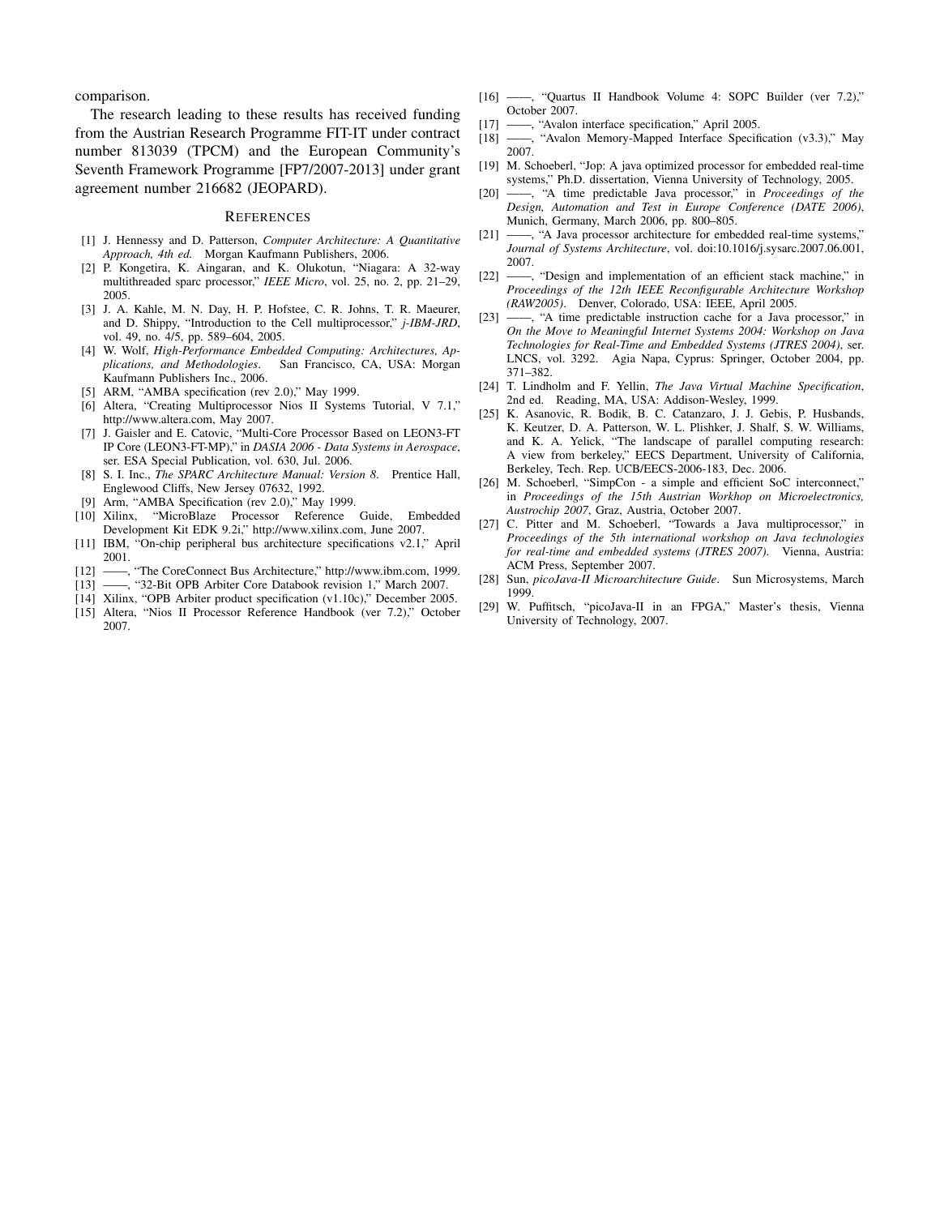comparison.

The research leading to these results has received funding from the Austrian Research Programme FIT-IT under contract number 813039 (TPCM) and the European Community's Seventh Framework Programme [FP7/2007-2013] under grant agreement number 216682 (JEOPARD).

## References

[1] J. Hennessy and D. Patterson, *Computer Architecture: A Quantitative Approach, 4th ed.* Morgan Kaufmann Publishers, 2006.

[2] P. Kongetira, K. Aingaran, and K. Olukotun, "Niagara: A 32-way multithreaded sparc processor," *IEEE Micro*, vol. 25, no. 2, pp. 21–29, 2005.

[3] J. A. Kahle, M. N. Day, H. P. Hofstee, C. R. Johns, T. R. Maeurer, and D. Shippy, "Introduction to the Cell multiprocessor," *j-IBM-JRD*, vol. 49, no. 4/5, pp. 589–604, 2005.

[4] W. Wolf, *High-Performance Embedded Computing: Architectures, Applications, and Methodologies*. San Francisco, CA, USA: Morgan Kaufmann Publishers Inc., 2006.

[5] ARM, "AMBA specification (rev 2.0)," May 1999.

[6] Altera, "Creating Multiprocessor Nios II Systems Tutorial, V 7.1," http://www.altera.com, May 2007.

[7] J. Gaisler and E. Catovic, "Multi-Core Processor Based on LEON3-FT IP Core (LEON3-FT-MP)," in *DASIA 2006 - Data Systems in Aerospace*, ser. ESA Special Publication, vol. 630, Jul. 2006.

[8] S. I. Inc., *The SPARC Architecture Manual: Version 8*. Prentice Hall, Englewood Cliffs, New Jersey 07632, 1992.

[9] Arm, "AMBA Specification (rev 2.0)," May 1999.

[10] Xilinx, "MicroBlaze Processor Reference Guide, Embedded Development Kit EDK 9.2i," http://www.xilinx.com, June 2007.

[11] IBM, "On-chip peripheral bus architecture specifications v2.1," April 2001.

[12] ——, "The CoreConnect Bus Architecture," http://www.ibm.com, 1999.

[13] ——, "32-Bit OPB Arbiter Core Databook revision 1," March 2007.

[14] Xilinx, "OPB Arbiter product specification (v1.10c)," December 2005.

[15] Altera, "Nios II Processor Reference Handbook (ver 7.2)," October 2007.

[16] ——, "Quartus II Handbook Volume 4: SOPC Builder (ver 7.2)," October 2007.

[17] ——, "Avalon interface specification," April 2005.

[18] ——, "Avalon Memory-Mapped Interface Specification (v3.3)," May 2007.

[19] M. Schoeberl, "Jop: A java optimized processor for embedded real-time systems," Ph.D. dissertation, Vienna University of Technology, 2005.

[20] ——, "A time predictable Java processor," in *Proceedings of the Design, Automation and Test in Europe Conference (DATE 2006)*, Munich, Germany, March 2006, pp. 800–805.

[21] ——, "A Java processor architecture for embedded real-time systems," *Journal of Systems Architecture*, vol. doi:10.1016/j.sysarc.2007.06.001, 2007.

[22] ——, "Design and implementation of an efficient stack machine," in *Proceedings of the 12th IEEE Reconfigurable Architecture Workshop (RAW2005)*. Denver, Colorado, USA: IEEE, April 2005.

[23] ——, "A time predictable instruction cache for a Java processor," in *On the Move to Meaningful Internet Systems 2004: Workshop on Java Technologies for Real-Time and Embedded Systems (JTRES 2004)*, ser. LNCS, vol. 3292. Agia Napa, Cyprus: Springer, October 2004, pp. 371–382.

[24] T. Lindholm and F. Yellin, *The Java Virtual Machine Specification*, 2nd ed. Reading, MA, USA: Addison-Wesley, 1999.

[25] K. Asanovic, R. Bodik, B. C. Catanzaro, J. J. Gebis, P. Husbands, K. Keutzer, D. A. Patterson, W. L. Plishker, J. Shalf, S. W. Williams, and K. A. Yelick, "The landscape of parallel computing research: A view from berkeley," EECS Department, University of California, Berkeley, Tech. Rep. UCB/EECS-2006-183, Dec. 2006.

[26] M. Schoeberl, "SimpCon - a simple and efficient SoC interconnect," in *Proceedings of the 15th Austrian Workhop on Microelectronics, Austrochip 2007*, Graz, Austria, October 2007.

[27] C. Pitter and M. Schoeberl, "Towards a Java multiprocessor," in *Proceedings of the 5th international workshop on Java technologies for real-time and embedded systems (JTRES 2007)*. Vienna, Austria: ACM Press, September 2007.

[28] Sun, *picoJava-II Microarchitecture Guide*. Sun Microsystems, March 1999.

[29] W. Puffitsch, "picoJava-II in an FPGA," Master's thesis, Vienna University of Technology, 2007.